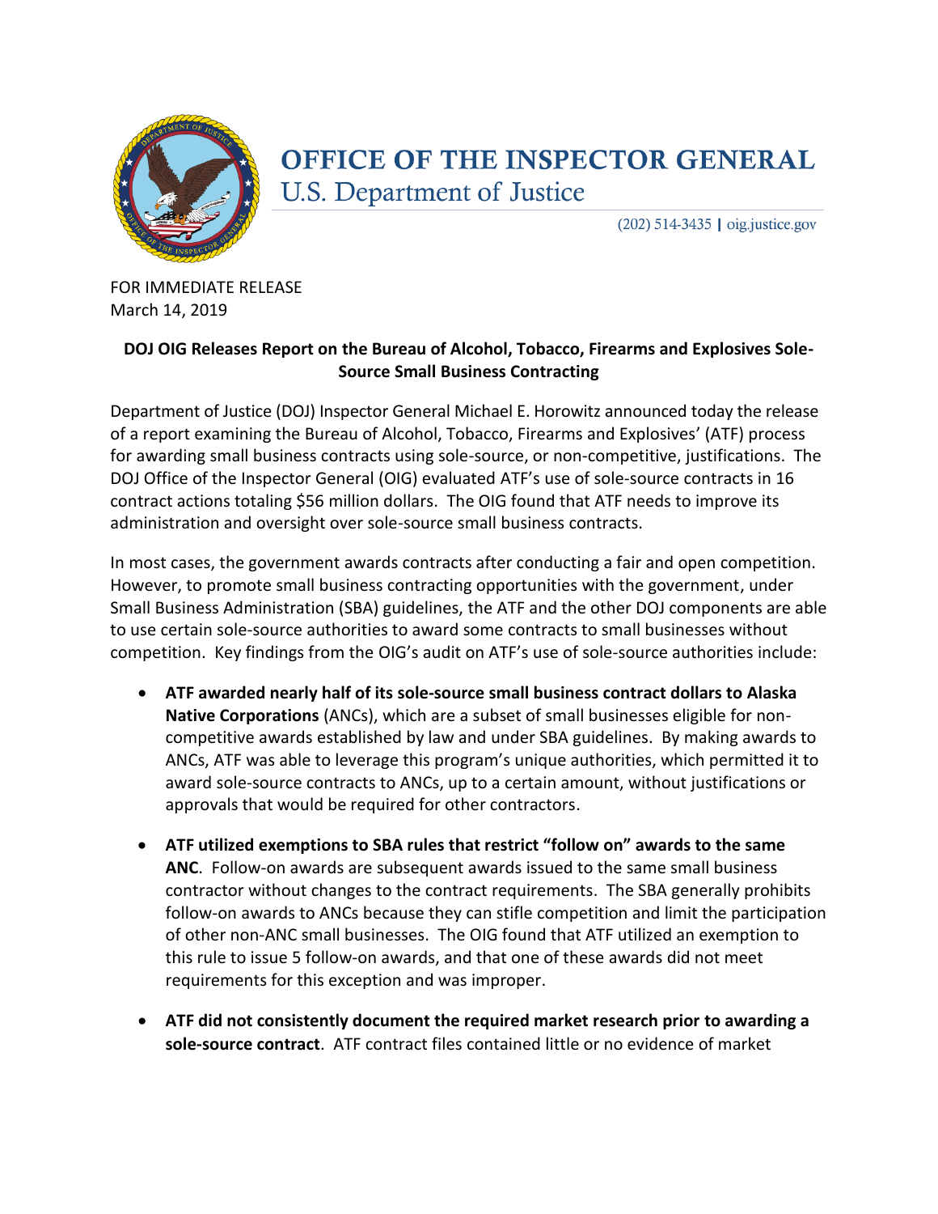# OFFICE OF THE INSPECTOR GENERAL
## U.S. Department of Justice

(202) 514-3435 | oig.justice.gov

FOR IMMEDIATE RELEASE
March 14, 2019

**DOJ OIG Releases Report on the Bureau of Alcohol, Tobacco, Firearms and Explosives Sole-Source Small Business Contracting**

Department of Justice (DOJ) Inspector General Michael E. Horowitz announced today the release of a report examining the Bureau of Alcohol, Tobacco, Firearms and Explosives' (ATF) process for awarding small business contracts using sole-source, or non-competitive, justifications. The DOJ Office of the Inspector General (OIG) evaluated ATF's use of sole-source contracts in 16 contract actions totaling $56 million dollars. The OIG found that ATF needs to improve its administration and oversight over sole-source small business contracts.

In most cases, the government awards contracts after conducting a fair and open competition. However, to promote small business contracting opportunities with the government, under Small Business Administration (SBA) guidelines, the ATF and the other DOJ components are able to use certain sole-source authorities to award some contracts to small businesses without competition. Key findings from the OIG's audit on ATF's use of sole-source authorities include:

- **ATF awarded nearly half of its sole-source small business contract dollars to Alaska Native Corporations** (ANCs), which are a subset of small businesses eligible for non-competitive awards established by law and under SBA guidelines. By making awards to ANCs, ATF was able to leverage this program's unique authorities, which permitted it to award sole-source contracts to ANCs, up to a certain amount, without justifications or approvals that would be required for other contractors.
- **ATF utilized exemptions to SBA rules that restrict "follow on" awards to the same ANC**. Follow-on awards are subsequent awards issued to the same small business contractor without changes to the contract requirements. The SBA generally prohibits follow-on awards to ANCs because they can stifle competition and limit the participation of other non-ANC small businesses. The OIG found that ATF utilized an exemption to this rule to issue 5 follow-on awards, and that one of these awards did not meet requirements for this exception and was improper.
- **ATF did not consistently document the required market research prior to awarding a sole-source contract**. ATF contract files contained little or no evidence of market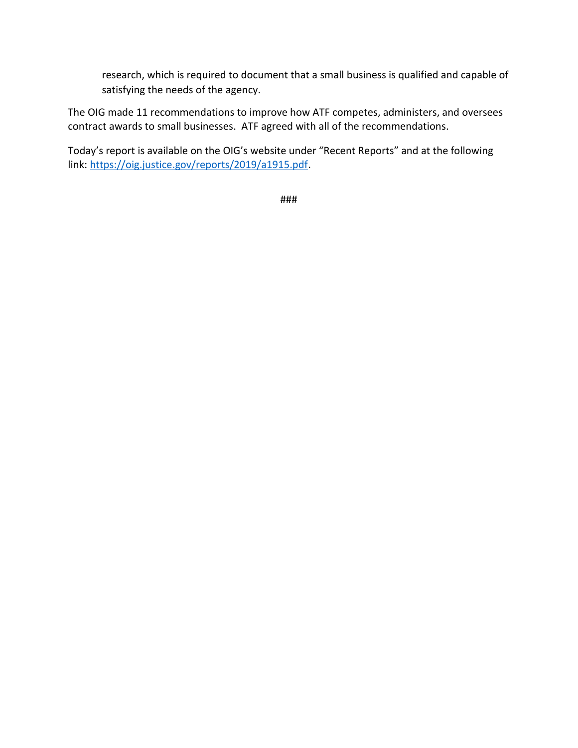research, which is required to document that a small business is qualified and capable of satisfying the needs of the agency.

The OIG made 11 recommendations to improve how ATF competes, administers, and oversees contract awards to small businesses. ATF agreed with all of the recommendations.

Today's report is available on the OIG's website under "Recent Reports" and at the following link: [https://oig.justice.gov/reports/2019/a1915.pdf](https://oig.justice.gov/reports/2019/a1915.pdf).

###